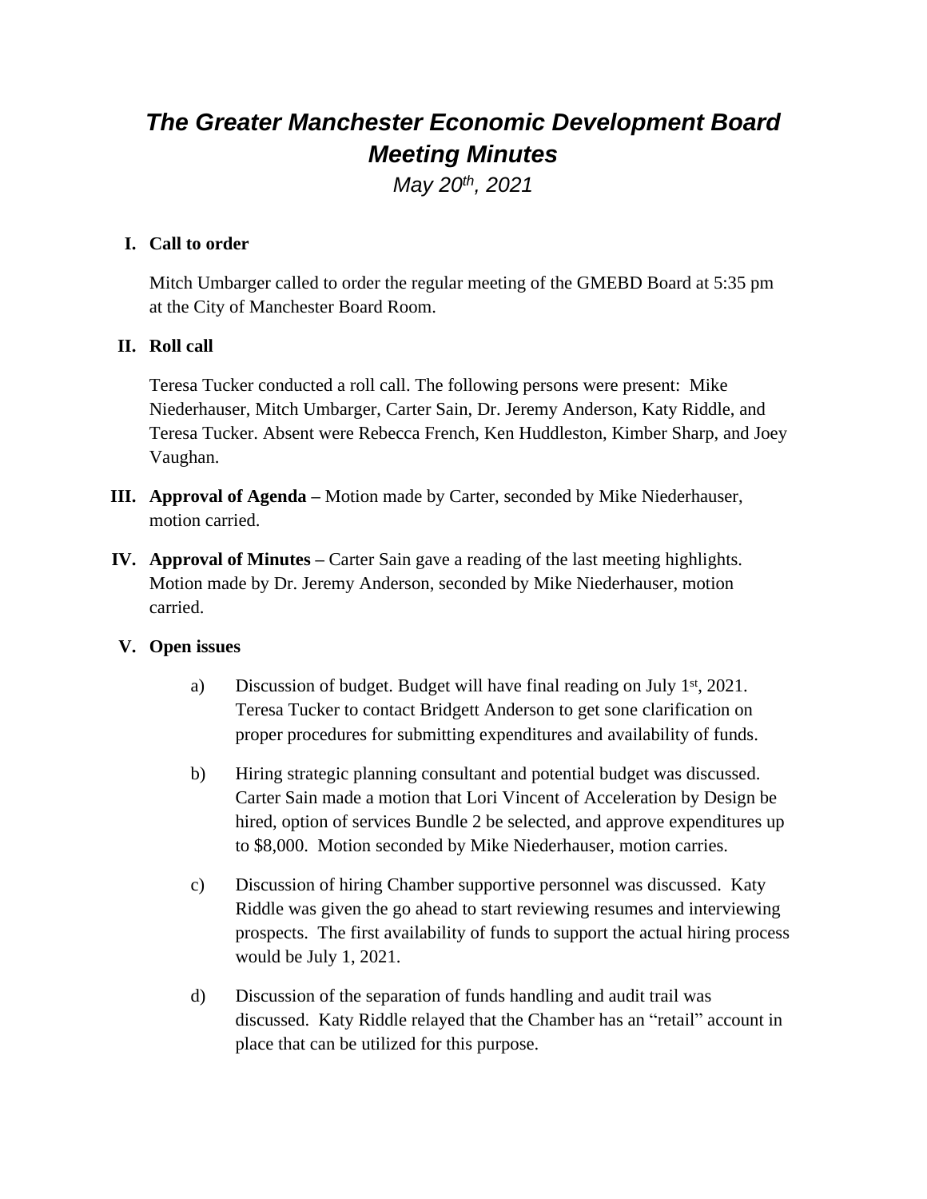# *The Greater Manchester Economic Development Board Meeting Minutes*

*May 20th, 2021*

**I. Call to order**

Mitch Umbarger called to order the regular meeting of the GMEBD Board at 5:35 pm at the City of Manchester Board Room.

**II. Roll call**

Teresa Tucker conducted a roll call. The following persons were present: Mike Niederhauser, Mitch Umbarger, Carter Sain, Dr. Jeremy Anderson, Katy Riddle, and Teresa Tucker. Absent were Rebecca French, Ken Huddleston, Kimber Sharp, and Joey Vaughan.

**III. Approval of Agenda –** Motion made by Carter, seconded by Mike Niederhauser, motion carried.

**IV. Approval of Minutes –** Carter Sain gave a reading of the last meeting highlights. Motion made by Dr. Jeremy Anderson, seconded by Mike Niederhauser, motion carried.

**V. Open issues**

a) Discussion of budget. Budget will have final reading on July 1st, 2021. Teresa Tucker to contact Bridgett Anderson to get sone clarification on proper procedures for submitting expenditures and availability of funds.

b) Hiring strategic planning consultant and potential budget was discussed. Carter Sain made a motion that Lori Vincent of Acceleration by Design be hired, option of services Bundle 2 be selected, and approve expenditures up to $8,000. Motion seconded by Mike Niederhauser, motion carries.

c) Discussion of hiring Chamber supportive personnel was discussed. Katy Riddle was given the go ahead to start reviewing resumes and interviewing prospects. The first availability of funds to support the actual hiring process would be July 1, 2021.

d) Discussion of the separation of funds handling and audit trail was discussed. Katy Riddle relayed that the Chamber has an "retail" account in place that can be utilized for this purpose.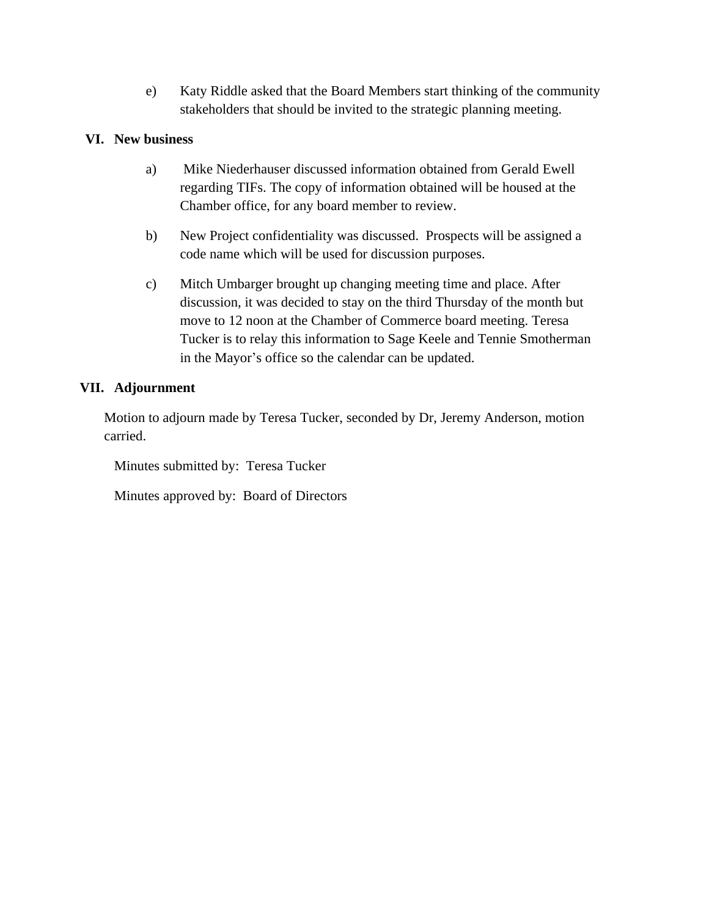e) Katy Riddle asked that the Board Members start thinking of the community stakeholders that should be invited to the strategic planning meeting.

## VI. New business

a) Mike Niederhauser discussed information obtained from Gerald Ewell regarding TIFs. The copy of information obtained will be housed at the Chamber office, for any board member to review.

b) New Project confidentiality was discussed. Prospects will be assigned a code name which will be used for discussion purposes.

c) Mitch Umbarger brought up changing meeting time and place. After discussion, it was decided to stay on the third Thursday of the month but move to 12 noon at the Chamber of Commerce board meeting. Teresa Tucker is to relay this information to Sage Keele and Tennie Smotherman in the Mayor's office so the calendar can be updated.

## VII. Adjournment

Motion to adjourn made by Teresa Tucker, seconded by Dr, Jeremy Anderson, motion carried.

Minutes submitted by: Teresa Tucker

Minutes approved by: Board of Directors